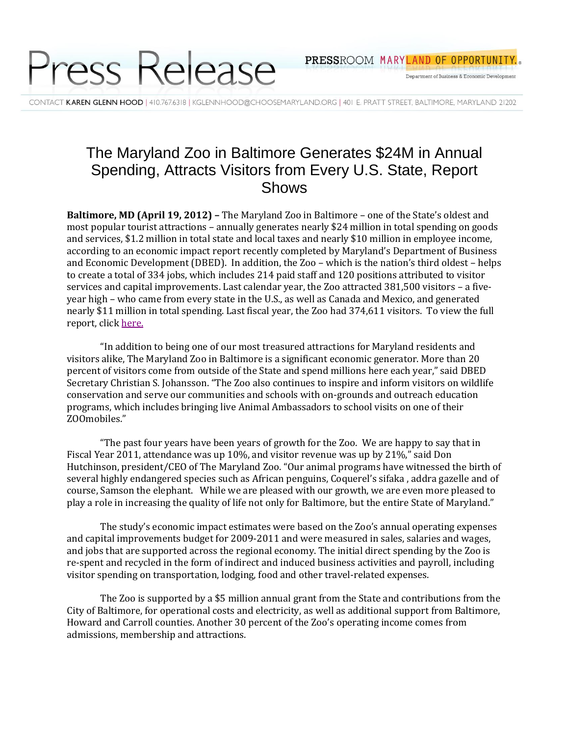# Press Release

PRESSROOM MARYLAND OF OPPORTUNITY.®

Department of Business & Economic Development

CONTACT **KAREN GLENN HOOD** | 410.767.6318 | KGLENNHOOD@CHOOSEMARYLAND.ORG | 401 E. PRATT STREET, BALTIMORE, MARYLAND 21202

## The Maryland Zoo in Baltimore Generates $24M in Annual Spending, Attracts Visitors from Every U.S. State, Report Shows

**Baltimore, MD (April 19, 2012) –** The Maryland Zoo in Baltimore – one of the State's oldest and most popular tourist attractions – annually generates nearly $24 million in total spending on goods and services, $1.2 million in total state and local taxes and nearly $10 million in employee income, according to an economic impact report recently completed by Maryland's Department of Business and Economic Development (DBED). In addition, the Zoo – which is the nation's third oldest – helps to create a total of 334 jobs, which includes 214 paid staff and 120 positions attributed to visitor services and capital improvements. Last calendar year, the Zoo attracted 381,500 visitors – a five-year high – who came from every state in the U.S., as well as Canada and Mexico, and generated nearly $11 million in total spending. Last fiscal year, the Zoo had 374,611 visitors. To view the full report, click here.

"In addition to being one of our most treasured attractions for Maryland residents and visitors alike, The Maryland Zoo in Baltimore is a significant economic generator. More than 20 percent of visitors come from outside of the State and spend millions here each year," said DBED Secretary Christian S. Johansson. "The Zoo also continues to inspire and inform visitors on wildlife conservation and serve our communities and schools with on-grounds and outreach education programs, which includes bringing live Animal Ambassadors to school visits on one of their ZOOmobiles."

"The past four years have been years of growth for the Zoo. We are happy to say that in Fiscal Year 2011, attendance was up 10%, and visitor revenue was up by 21%," said Don Hutchinson, president/CEO of The Maryland Zoo. "Our animal programs have witnessed the birth of several highly endangered species such as African penguins, Coquerel's sifaka , addra gazelle and of course, Samson the elephant. While we are pleased with our growth, we are even more pleased to play a role in increasing the quality of life not only for Baltimore, but the entire State of Maryland."

The study's economic impact estimates were based on the Zoo's annual operating expenses and capital improvements budget for 2009-2011 and were measured in sales, salaries and wages, and jobs that are supported across the regional economy. The initial direct spending by the Zoo is re-spent and recycled in the form of indirect and induced business activities and payroll, including visitor spending on transportation, lodging, food and other travel-related expenses.

The Zoo is supported by a $5 million annual grant from the State and contributions from the City of Baltimore, for operational costs and electricity, as well as additional support from Baltimore, Howard and Carroll counties. Another 30 percent of the Zoo's operating income comes from admissions, membership and attractions.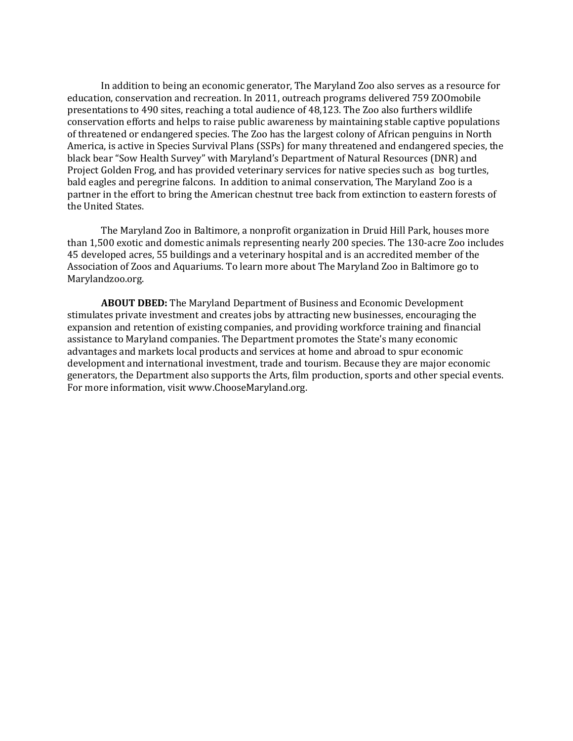In addition to being an economic generator, The Maryland Zoo also serves as a resource for education, conservation and recreation. In 2011, outreach programs delivered 759 ZOOmobile presentations to 490 sites, reaching a total audience of 48,123. The Zoo also furthers wildlife conservation efforts and helps to raise public awareness by maintaining stable captive populations of threatened or endangered species. The Zoo has the largest colony of African penguins in North America, is active in Species Survival Plans (SSPs) for many threatened and endangered species, the black bear "Sow Health Survey" with Maryland's Department of Natural Resources (DNR) and Project Golden Frog, and has provided veterinary services for native species such as bog turtles, bald eagles and peregrine falcons. In addition to animal conservation, The Maryland Zoo is a partner in the effort to bring the American chestnut tree back from extinction to eastern forests of the United States.

The Maryland Zoo in Baltimore, a nonprofit organization in Druid Hill Park, houses more than 1,500 exotic and domestic animals representing nearly 200 species. The 130-acre Zoo includes 45 developed acres, 55 buildings and a veterinary hospital and is an accredited member of the Association of Zoos and Aquariums. To learn more about The Maryland Zoo in Baltimore go to Marylandzoo.org.

**ABOUT DBED:** The Maryland Department of Business and Economic Development stimulates private investment and creates jobs by attracting new businesses, encouraging the expansion and retention of existing companies, and providing workforce training and financial assistance to Maryland companies. The Department promotes the State's many economic advantages and markets local products and services at home and abroad to spur economic development and international investment, trade and tourism. Because they are major economic generators, the Department also supports the Arts, film production, sports and other special events. For more information, visit www.ChooseMaryland.org.